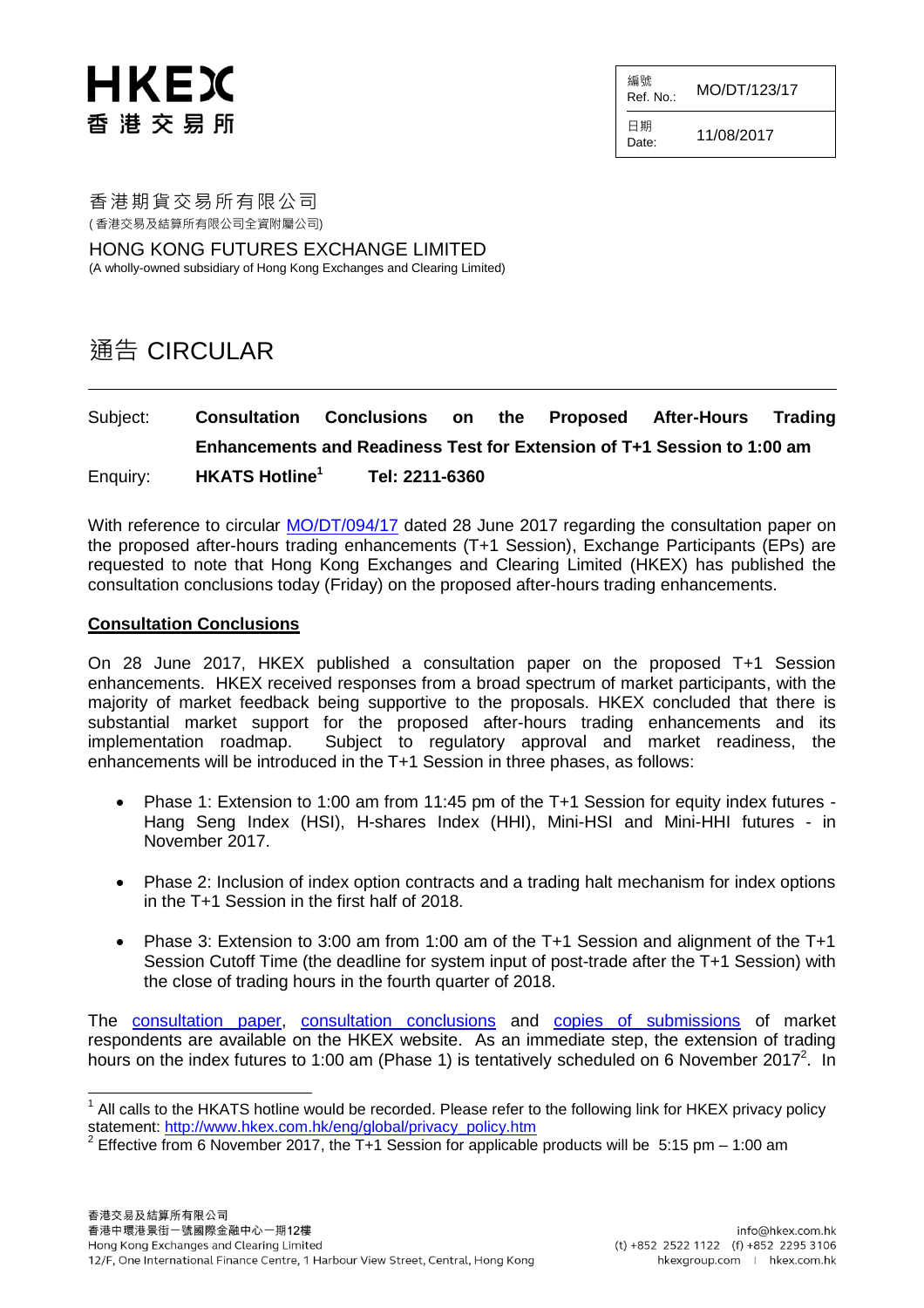HKEX
香港交易所

| 編號 Ref. No.: | MO/DT/123/17 |
| --- | --- |
| 日期 Date: | 11/08/2017 |

香港期貨交易所有限公司
(香港交易及結算所有限公司全資附屬公司)

HONG KONG FUTURES EXCHANGE LIMITED
(A wholly-owned subsidiary of Hong Kong Exchanges and Clearing Limited)

# 通告 CIRCULAR

Subject: **Consultation Conclusions on the Proposed After-Hours Trading Enhancements and Readiness Test for Extension of T+1 Session to 1:00 am**

Enquiry: **HKATS Hotline[1] Tel: 2211-6360**

With reference to circular [MO/DT/094/17] dated 28 June 2017 regarding the consultation paper on the proposed after-hours trading enhancements (T+1 Session), Exchange Participants (EPs) are requested to note that Hong Kong Exchanges and Clearing Limited (HKEX) has published the consultation conclusions today (Friday) on the proposed after-hours trading enhancements.

**Consultation Conclusions**

On 28 June 2017, HKEX published a consultation paper on the proposed T+1 Session enhancements. HKEX received responses from a broad spectrum of market participants, with the majority of market feedback being supportive to the proposals. HKEX concluded that there is substantial market support for the proposed after-hours trading enhancements and its implementation roadmap. Subject to regulatory approval and market readiness, the enhancements will be introduced in the T+1 Session in three phases, as follows:

- Phase 1: Extension to 1:00 am from 11:45 pm of the T+1 Session for equity index futures - Hang Seng Index (HSI), H-shares Index (HHI), Mini-HSI and Mini-HHI futures - in November 2017.
- Phase 2: Inclusion of index option contracts and a trading halt mechanism for index options in the T+1 Session in the first half of 2018.
- Phase 3: Extension to 3:00 am from 1:00 am of the T+1 Session and alignment of the T+1 Session Cutoff Time (the deadline for system input of post-trade after the T+1 Session) with the close of trading hours in the fourth quarter of 2018.

The consultation paper, consultation conclusions and copies of submissions of market respondents are available on the HKEX website. As an immediate step, the extension of trading hours on the index futures to 1:00 am (Phase 1) is tentatively scheduled on 6 November 2017[2]. In

[1] All calls to the HKATS hotline would be recorded. Please refer to the following link for HKEX privacy policy statement: http://www.hkex.com.hk/eng/global/privacy_policy.htm

[2] Effective from 6 November 2017, the T+1 Session for applicable products will be 5:15 pm – 1:00 am

香港交易及結算所有限公司
香港中環港景街一號國際金融中心一期12樓
Hong Kong Exchanges and Clearing Limited
12/F, One International Finance Centre, 1 Harbour View Street, Central, Hong Kong

info@hkex.com.hk
(t) +852 2522 1122 (f) +852 2295 3106
hkexgroup.com | hkex.com.hk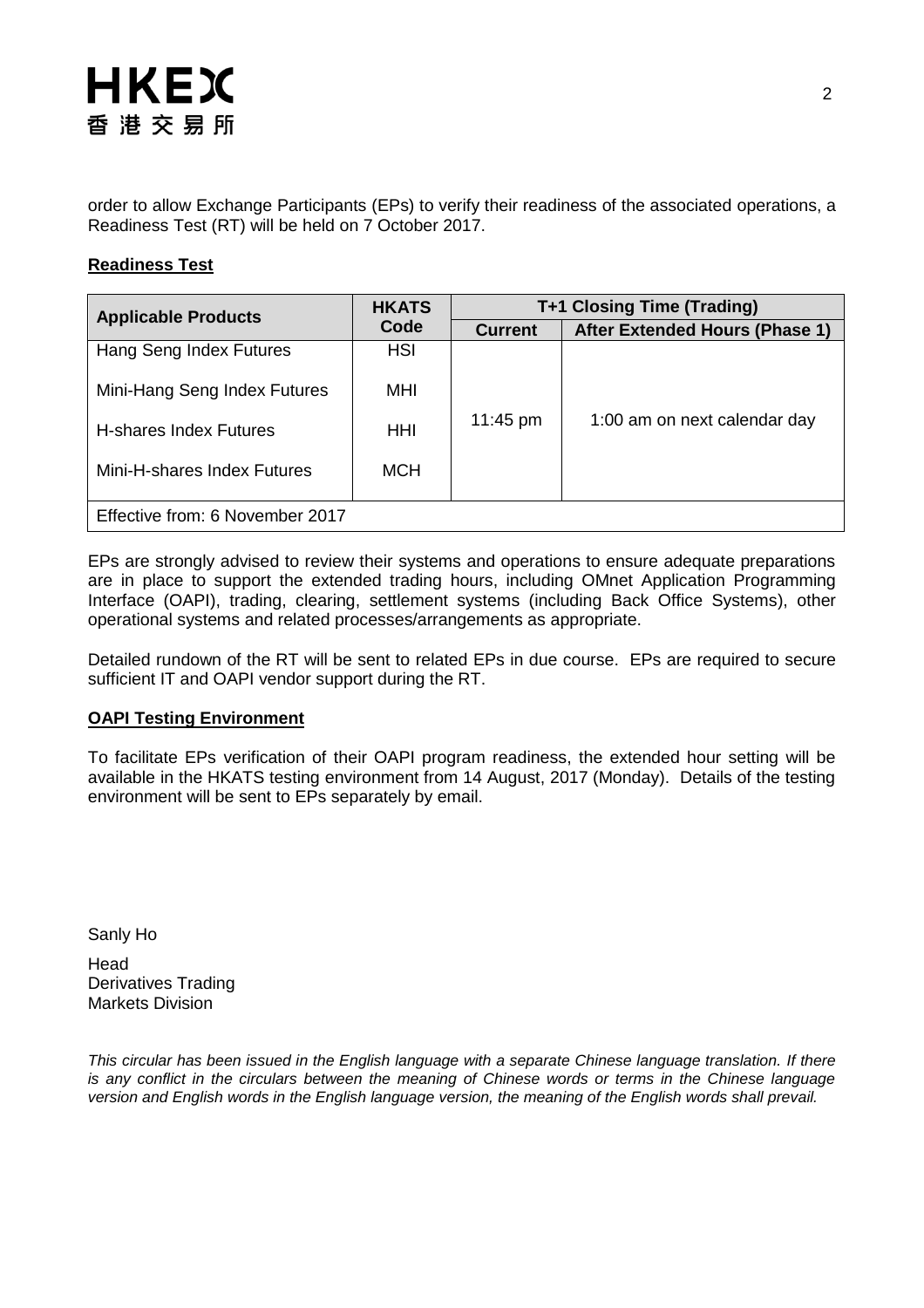order to allow Exchange Participants (EPs) to verify their readiness of the associated operations, a Readiness Test (RT) will be held on 7 October 2017.

**Readiness Test**

| Applicable Products | HKATS Code | T+1 Closing Time (Trading) | |
|---|---|---|---|
| | | **Current** | **After Extended Hours (Phase 1)** |
| Hang Seng Index Futures | HSI | 11:45 pm | 1:00 am on next calendar day |
| Mini-Hang Seng Index Futures | MHI | | |
| H-shares Index Futures | HHI | | |
| Mini-H-shares Index Futures | MCH | | |
| Effective from: 6 November 2017 | | | |

EPs are strongly advised to review their systems and operations to ensure adequate preparations are in place to support the extended trading hours, including OMnet Application Programming Interface (OAPI), trading, clearing, settlement systems (including Back Office Systems), other operational systems and related processes/arrangements as appropriate.

Detailed rundown of the RT will be sent to related EPs in due course. EPs are required to secure sufficient IT and OAPI vendor support during the RT.

**OAPI Testing Environment**

To facilitate EPs verification of their OAPI program readiness, the extended hour setting will be available in the HKATS testing environment from 14 August, 2017 (Monday). Details of the testing environment will be sent to EPs separately by email.

Sanly Ho

Head
Derivatives Trading
Markets Division

*This circular has been issued in the English language with a separate Chinese language translation. If there is any conflict in the circulars between the meaning of Chinese words or terms in the Chinese language version and English words in the English language version, the meaning of the English words shall prevail.*